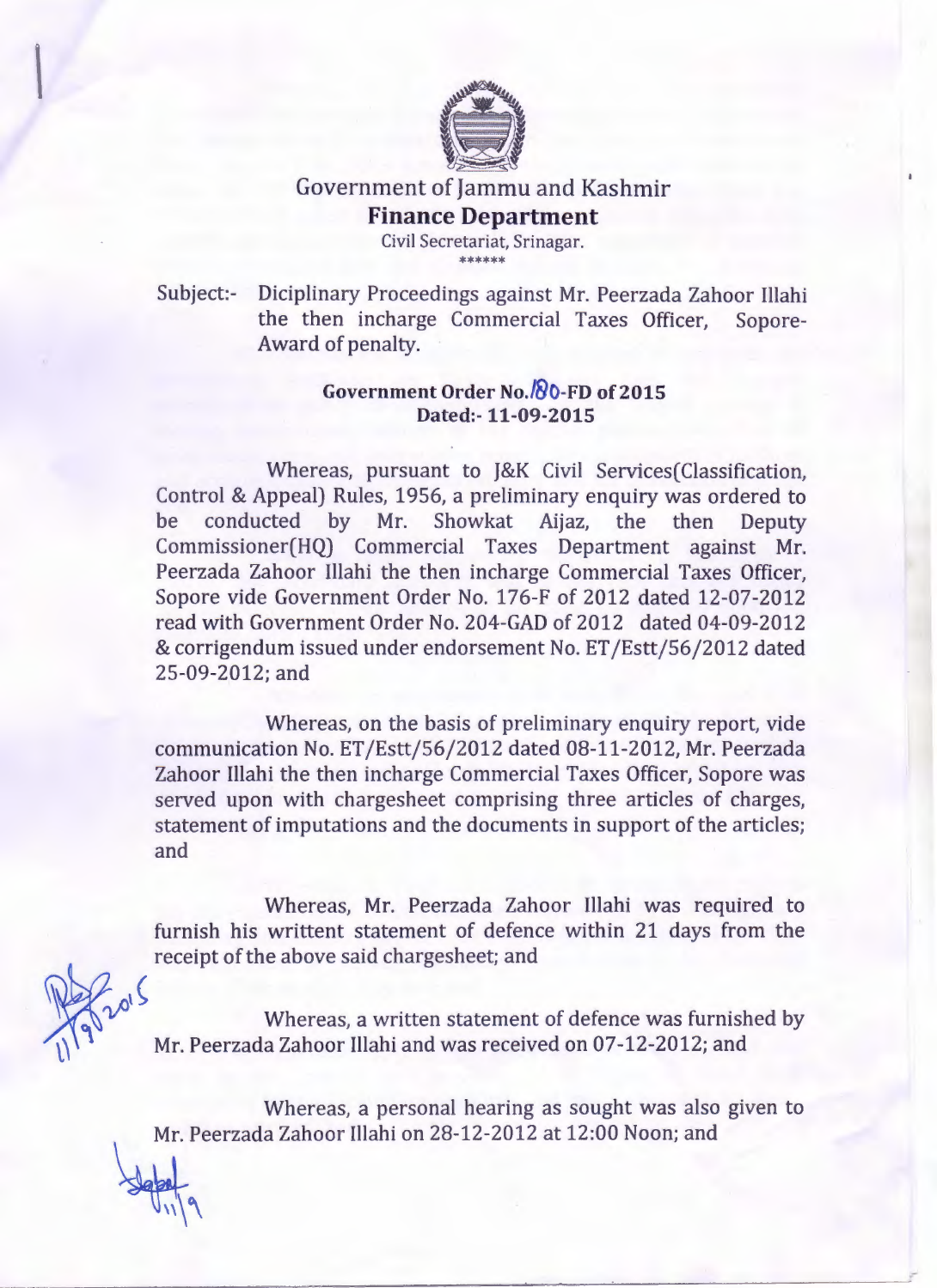Government of Jammu and Kashmir

**Finance Department**

Civil Secretariat, Srinagar.

\*\*\*\*\*\*

Subject:- Diciplinary Proceedings against Mr. Peerzada Zahoor Illahi the then incharge Commercial Taxes Officer, Sopore- Award of penalty.

**Government Order No.180-FD of 2015**
**Dated:- 11-09-2015**

Whereas, pursuant to J&K Civil Services(Classification, Control & Appeal) Rules, 1956, a preliminary enquiry was ordered to be conducted by Mr. Showkat Aijaz, the then Deputy Commissioner(HQ) Commercial Taxes Department against Mr. Peerzada Zahoor Illahi the then incharge Commercial Taxes Officer, Sopore vide Government Order No. 176-F of 2012 dated 12-07-2012 read with Government Order No. 204-GAD of 2012 dated 04-09-2012 & corrigendum issued under endorsement No. ET/Estt/56/2012 dated 25-09-2012; and

Whereas, on the basis of preliminary enquiry report, vide communication No. ET/Estt/56/2012 dated 08-11-2012, Mr. Peerzada Zahoor Illahi the then incharge Commercial Taxes Officer, Sopore was served upon with chargesheet comprising three articles of charges, statement of imputations and the documents in support of the articles; and

Whereas, Mr. Peerzada Zahoor Illahi was required to furnish his writtent statement of defence within 21 days from the receipt of the above said chargesheet; and

Whereas, a written statement of defence was furnished by Mr. Peerzada Zahoor Illahi and was received on 07-12-2012; and

Whereas, a personal hearing as sought was also given to Mr. Peerzada Zahoor Illahi on 28-12-2012 at 12:00 Noon; and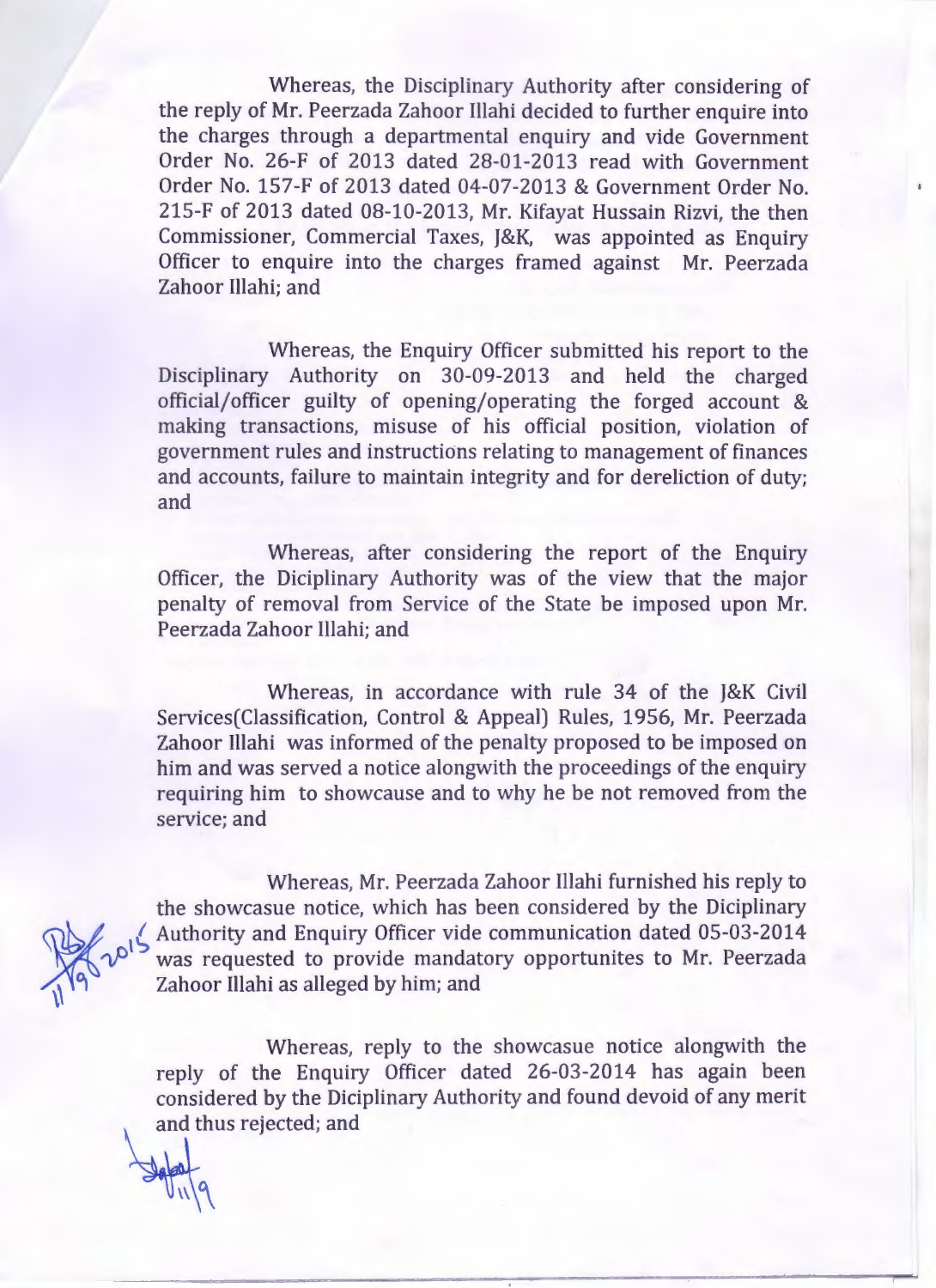Whereas, the Disciplinary Authority after considering of the reply of Mr. Peerzada Zahoor Illahi decided to further enquire into the charges through a departmental enquiry and vide Government Order No. 26-F of 2013 dated 28-01-2013 read with Government Order No. 157-F of 2013 dated 04-07-2013 & Government Order No. 215-F of 2013 dated 08-10-2013, Mr. Kifayat Hussain Rizvi, the then Commissioner, Commercial Taxes, J&K, was appointed as Enquiry Officer to enquire into the charges framed against Mr. Peerzada Zahoor Illahi; and

Whereas, the Enquiry Officer submitted his report to the Disciplinary Authority on 30-09-2013 and held the charged official/officer guilty of opening/operating the forged account & making transactions, misuse of his official position, violation of government rules and instructions relating to management of finances and accounts, failure to maintain integrity and for dereliction of duty; and

Whereas, after considering the report of the Enquiry Officer, the Diciplinary Authority was of the view that the major penalty of removal from Service of the State be imposed upon Mr. Peerzada Zahoor Illahi; and

Whereas, in accordance with rule 34 of the J&K Civil Services(Classification, Control & Appeal) Rules, 1956, Mr. Peerzada Zahoor Illahi was informed of the penalty proposed to be imposed on him and was served a notice alongwith the proceedings of the enquiry requiring him to showcause and to why he be not removed from the service; and

Whereas, Mr. Peerzada Zahoor Illahi furnished his reply to the showcasue notice, which has been considered by the Diciplinary Authority and Enquiry Officer vide communication dated 05-03-2014 was requested to provide mandatory opportunites to Mr. Peerzada Zahoor Illahi as alleged by him; and

Whereas, reply to the showcasue notice alongwith the reply of the Enquiry Officer dated 26-03-2014 has again been considered by the Diciplinary Authority and found devoid of any merit and thus rejected; and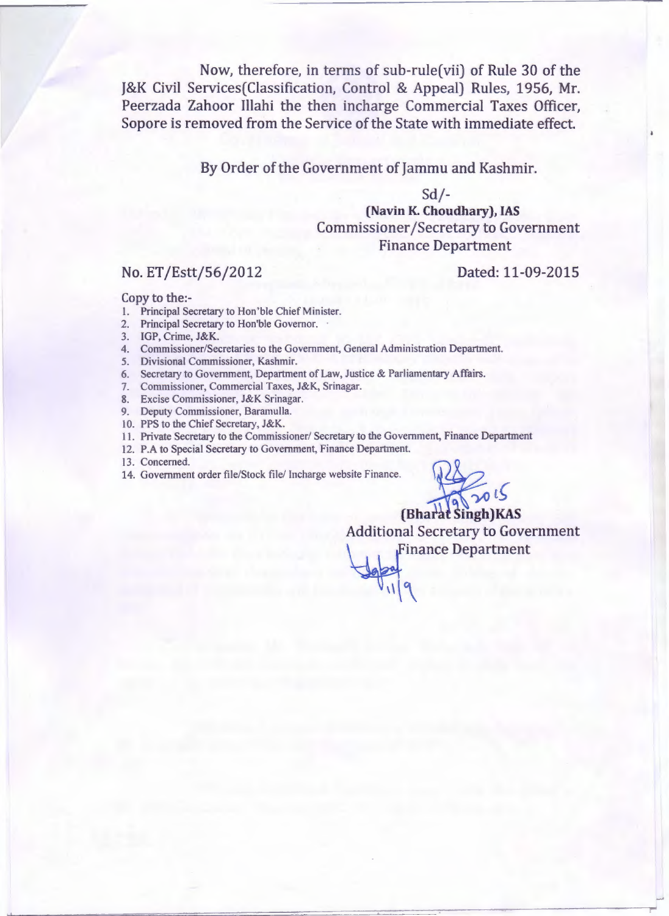Now, therefore, in terms of sub-rule(vii) of Rule 30 of the J&K Civil Services(Classification, Control & Appeal) Rules, 1956, Mr. Peerzada Zahoor Illahi the then incharge Commercial Taxes Officer, Sopore is removed from the Service of the State with immediate effect.

By Order of the Government of Jammu and Kashmir.

Sd/-

**(Navin K. Choudhary), IAS**
Commissioner/Secretary to Government
Finance Department

No. ET/Estt/56/2012 Dated: 11-09-2015

Copy to the:-

1. Principal Secretary to Hon'ble Chief Minister.
2. Principal Secretary to Hon'ble Governor.
3. IGP, Crime, J&K.
4. Commissioner/Secretaries to the Government, General Administration Department.
5. Divisional Commissioner, Kashmir.
6. Secretary to Government, Department of Law, Justice & Parliamentary Affairs.
7. Commissioner, Commercial Taxes, J&K, Srinagar.
8. Excise Commissioner, J&K Srinagar.
9. Deputy Commissioner, Baramulla.
10. PPS to the Chief Secretary, J&K.
11. Private Secretary to the Commissioner/ Secretary to the Government, Finance Department
12. P.A to Special Secretary to Government, Finance Department.
13. Concerned.
14. Government order file/Stock file/ Incharge website Finance.

11/9/2015

**(Bharat Singh)KAS**
Additional Secretary to Government
Finance Department